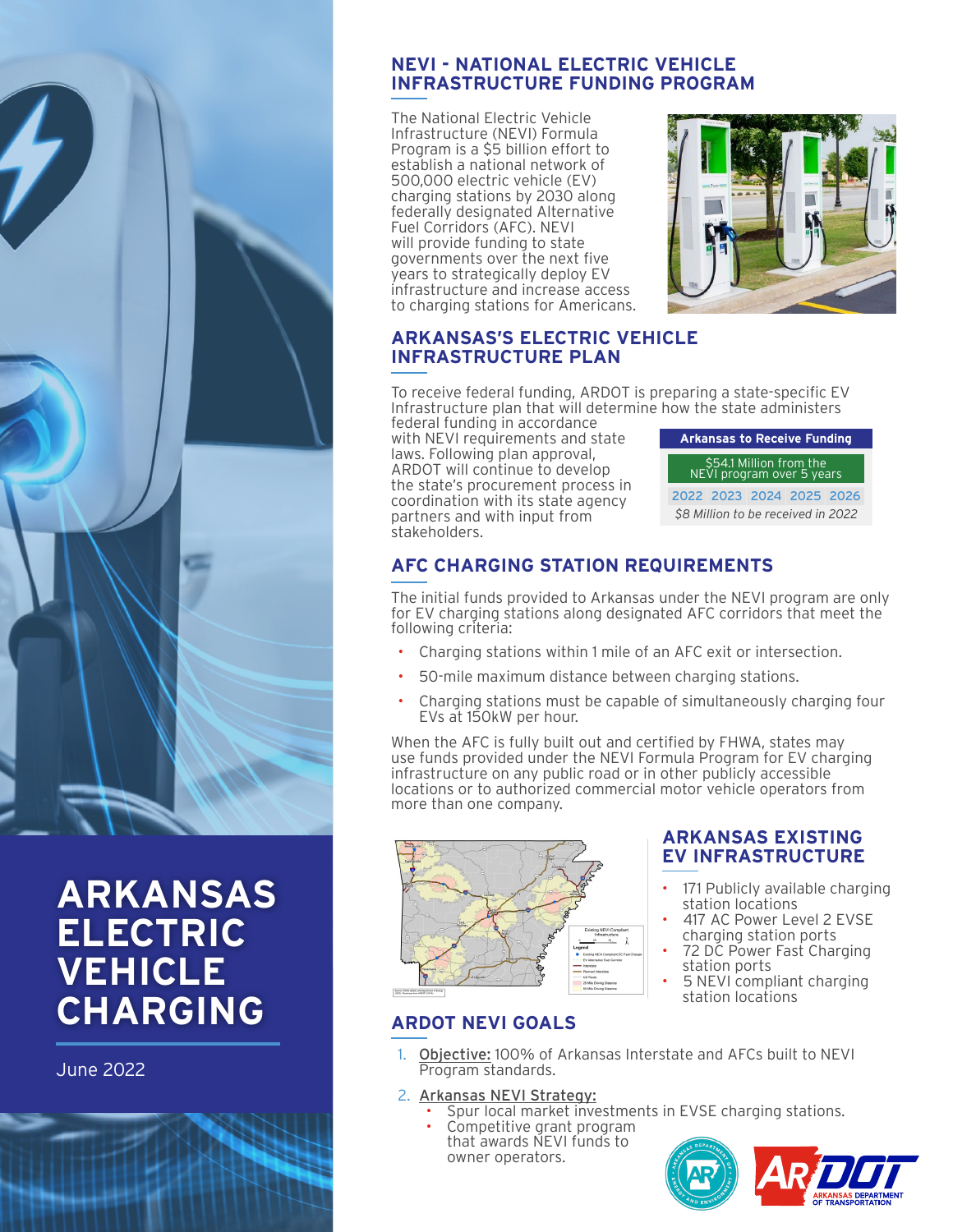# ARKANSAS ELECTRIC VEHICLE CHARGING

June 2022

## NEVI - NATIONAL ELECTRIC VEHICLE INFRASTRUCTURE FUNDING PROGRAM

The National Electric Vehicle Infrastructure (NEVI) Formula Program is a $5 billion effort to establish a national network of 500,000 electric vehicle (EV) charging stations by 2030 along federally designated Alternative Fuel Corridors (AFC). NEVI will provide funding to state governments over the next five years to strategically deploy EV infrastructure and increase access to charging stations for Americans.

## ARKANSAS'S ELECTRIC VEHICLE INFRASTRUCTURE PLAN

To receive federal funding, ARDOT is preparing a state-specific EV Infrastructure plan that will determine how the state administers federal funding in accordance with NEVI requirements and state laws. Following plan approval, ARDOT will continue to develop the state's procurement process in coordination with its state agency partners and with input from stakeholders.

**Arkansas to Receive Funding**

$54.1 Million from the NEVI program over 5 years

2022 | 2023 | 2024 | 2025 | 2026

*$8 Million to be received in 2022*

## AFC CHARGING STATION REQUIREMENTS

The initial funds provided to Arkansas under the NEVI program are only for EV charging stations along designated AFC corridors that meet the following criteria:

- Charging stations within 1 mile of an AFC exit or intersection.
- 50-mile maximum distance between charging stations.
- Charging stations must be capable of simultaneously charging four EVs at 150kW per hour.

When the AFC is fully built out and certified by FHWA, states may use funds provided under the NEVI Formula Program for EV charging infrastructure on any public road or in other publicly accessible locations or to authorized commercial motor vehicle operators from more than one company.

## ARKANSAS EXISTING EV INFRASTRUCTURE

- 171 Publicly available charging station locations
- 417 AC Power Level 2 EVSE charging station ports
- 72 DC Power Fast Charging station ports
- 5 NEVI compliant charging station locations

## ARDOT NEVI GOALS

1. Objective: 100% of Arkansas Interstate and AFCs built to NEVI Program standards.
2. Arkansas NEVI Strategy:
   - Spur local market investments in EVSE charging stations.
   - Competitive grant program that awards NEVI funds to owner operators.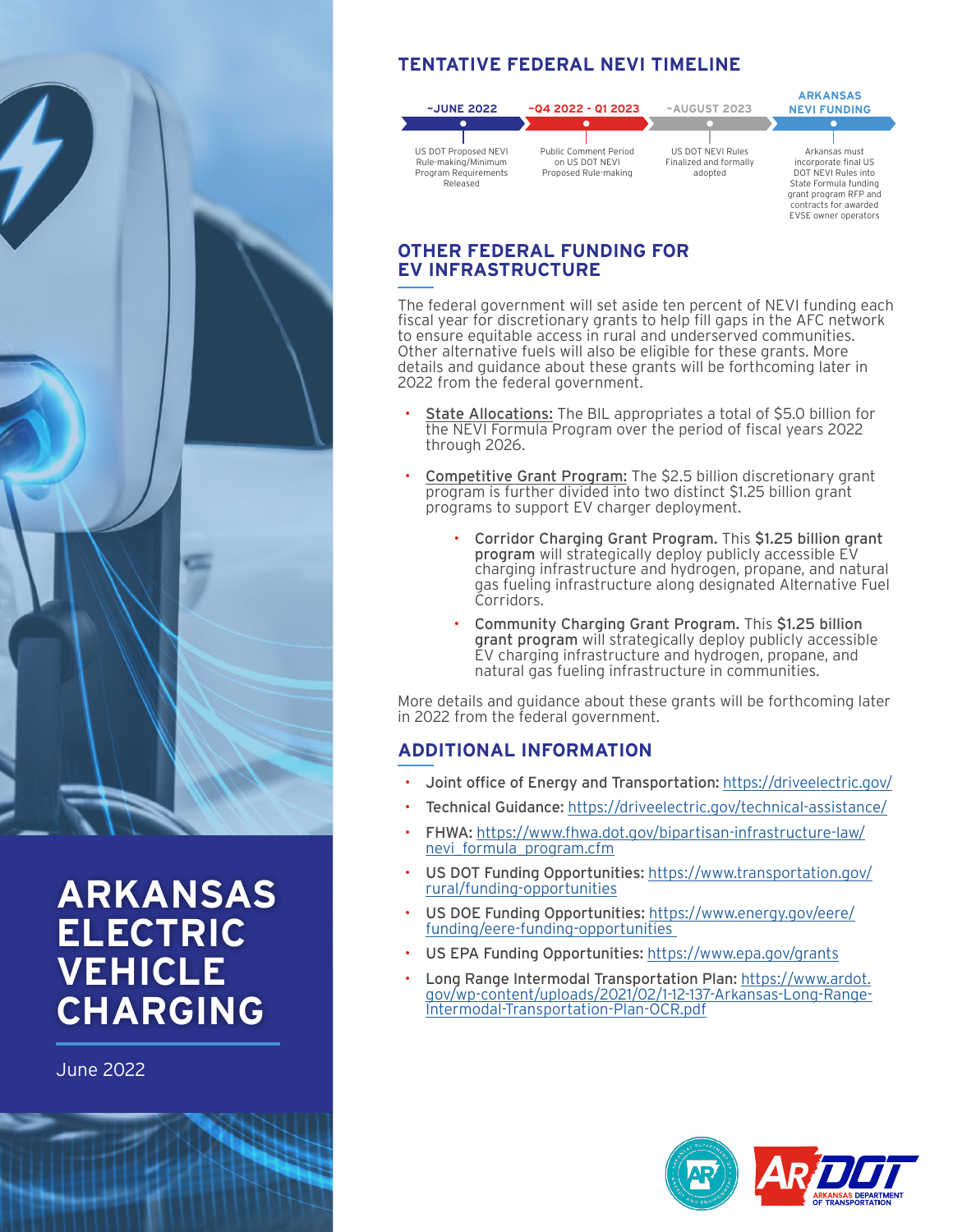## TENTATIVE FEDERAL NEVI TIMELINE

~JUNE 2022
US DOT Proposed NEVI Rule-making/Minimum Program Requirements Released

~Q4 2022 - Q1 2023
Public Comment Period on US DOT NEVI Proposed Rule-making

~AUGUST 2023
US DOT NEVI Rules Finalized and formally adopted

ARKANSAS NEVI FUNDING
Arkansas must incorporate final US DOT NEVI Rules into State Formula funding grant program RFP and contracts for awarded EVSE owner operators

## OTHER FEDERAL FUNDING FOR EV INFRASTRUCTURE

The federal government will set aside ten percent of NEVI funding each fiscal year for discretionary grants to help fill gaps in the AFC network to ensure equitable access in rural and underserved communities. Other alternative fuels will also be eligible for these grants. More details and guidance about these grants will be forthcoming later in 2022 from the federal government.

- State Allocations: The BIL appropriates a total of $5.0 billion for the NEVI Formula Program over the period of fiscal years 2022 through 2026.
- Competitive Grant Program: The $2.5 billion discretionary grant program is further divided into two distinct $1.25 billion grant programs to support EV charger deployment.
  - Corridor Charging Grant Program. This **$1.25 billion grant program** will strategically deploy publicly accessible EV charging infrastructure and hydrogen, propane, and natural gas fueling infrastructure along designated Alternative Fuel Corridors.
  - Community Charging Grant Program. This **$1.25 billion grant program** will strategically deploy publicly accessible EV charging infrastructure and hydrogen, propane, and natural gas fueling infrastructure in communities.

More details and guidance about these grants will be forthcoming later in 2022 from the federal government.

## ADDITIONAL INFORMATION

- Joint office of Energy and Transportation: https://driveelectric.gov/
- Technical Guidance: https://driveelectric.gov/technical-assistance/
- FHWA: https://www.fhwa.dot.gov/bipartisan-infrastructure-law/nevi_formula_program.cfm
- US DOT Funding Opportunities: https://www.transportation.gov/rural/funding-opportunities
- US DOE Funding Opportunities: https://www.energy.gov/eere/funding/eere-funding-opportunities
- US EPA Funding Opportunities: https://www.epa.gov/grants
- Long Range Intermodal Transportation Plan: https://www.ardot.gov/wp-content/uploads/2021/02/1-12-137-Arkansas-Long-Range-Intermodal-Transportation-Plan-OCR.pdf

# ARKANSAS ELECTRIC VEHICLE CHARGING

June 2022